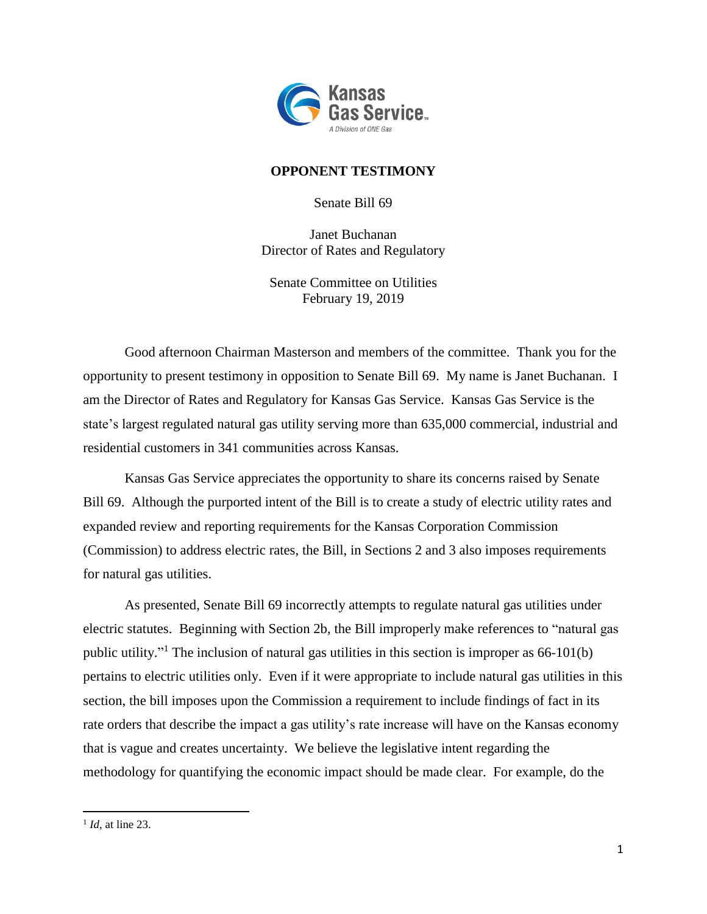Kansas Gas Service

A Division of ONE Gas

**OPPONENT TESTIMONY**

Senate Bill 69

Janet Buchanan
Director of Rates and Regulatory

Senate Committee on Utilities
February 19, 2019

Good afternoon Chairman Masterson and members of the committee. Thank you for the opportunity to present testimony in opposition to Senate Bill 69. My name is Janet Buchanan. I am the Director of Rates and Regulatory for Kansas Gas Service. Kansas Gas Service is the state's largest regulated natural gas utility serving more than 635,000 commercial, industrial and residential customers in 341 communities across Kansas.

Kansas Gas Service appreciates the opportunity to share its concerns raised by Senate Bill 69. Although the purported intent of the Bill is to create a study of electric utility rates and expanded review and reporting requirements for the Kansas Corporation Commission (Commission) to address electric rates, the Bill, in Sections 2 and 3 also imposes requirements for natural gas utilities.

As presented, Senate Bill 69 incorrectly attempts to regulate natural gas utilities under electric statutes. Beginning with Section 2b, the Bill improperly make references to "natural gas public utility."[1] The inclusion of natural gas utilities in this section is improper as 66-101(b) pertains to electric utilities only. Even if it were appropriate to include natural gas utilities in this section, the bill imposes upon the Commission a requirement to include findings of fact in its rate orders that describe the impact a gas utility's rate increase will have on the Kansas economy that is vague and creates uncertainty. We believe the legislative intent regarding the methodology for quantifying the economic impact should be made clear. For example, do the

[1] *Id*, at line 23.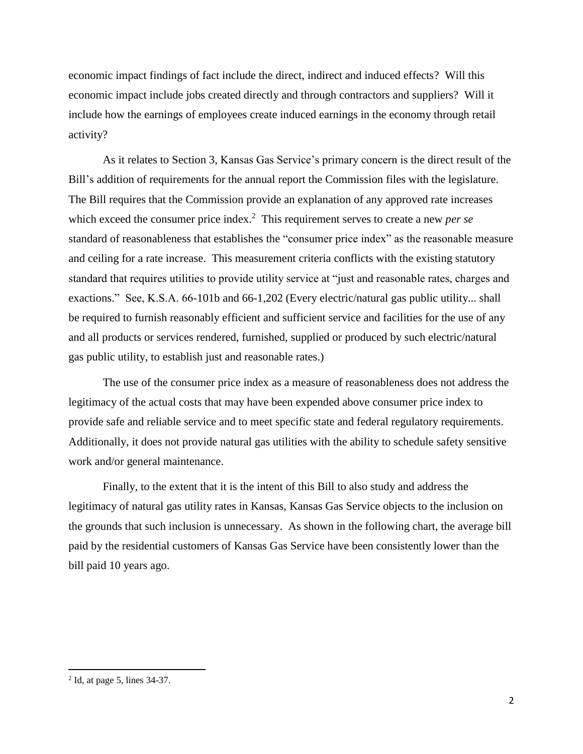economic impact findings of fact include the direct, indirect and induced effects? Will this economic impact include jobs created directly and through contractors and suppliers? Will it include how the earnings of employees create induced earnings in the economy through retail activity?

As it relates to Section 3, Kansas Gas Service's primary concern is the direct result of the Bill's addition of requirements for the annual report the Commission files with the legislature. The Bill requires that the Commission provide an explanation of any approved rate increases which exceed the consumer price index.[2] This requirement serves to create a new *per se* standard of reasonableness that establishes the "consumer price index" as the reasonable measure and ceiling for a rate increase. This measurement criteria conflicts with the existing statutory standard that requires utilities to provide utility service at "just and reasonable rates, charges and exactions." See, K.S.A. 66-101b and 66-1,202 (Every electric/natural gas public utility... shall be required to furnish reasonably efficient and sufficient service and facilities for the use of any and all products or services rendered, furnished, supplied or produced by such electric/natural gas public utility, to establish just and reasonable rates.)

The use of the consumer price index as a measure of reasonableness does not address the legitimacy of the actual costs that may have been expended above consumer price index to provide safe and reliable service and to meet specific state and federal regulatory requirements. Additionally, it does not provide natural gas utilities with the ability to schedule safety sensitive work and/or general maintenance.

Finally, to the extent that it is the intent of this Bill to also study and address the legitimacy of natural gas utility rates in Kansas, Kansas Gas Service objects to the inclusion on the grounds that such inclusion is unnecessary. As shown in the following chart, the average bill paid by the residential customers of Kansas Gas Service have been consistently lower than the bill paid 10 years ago.

---

[2] Id, at page 5, lines 34-37.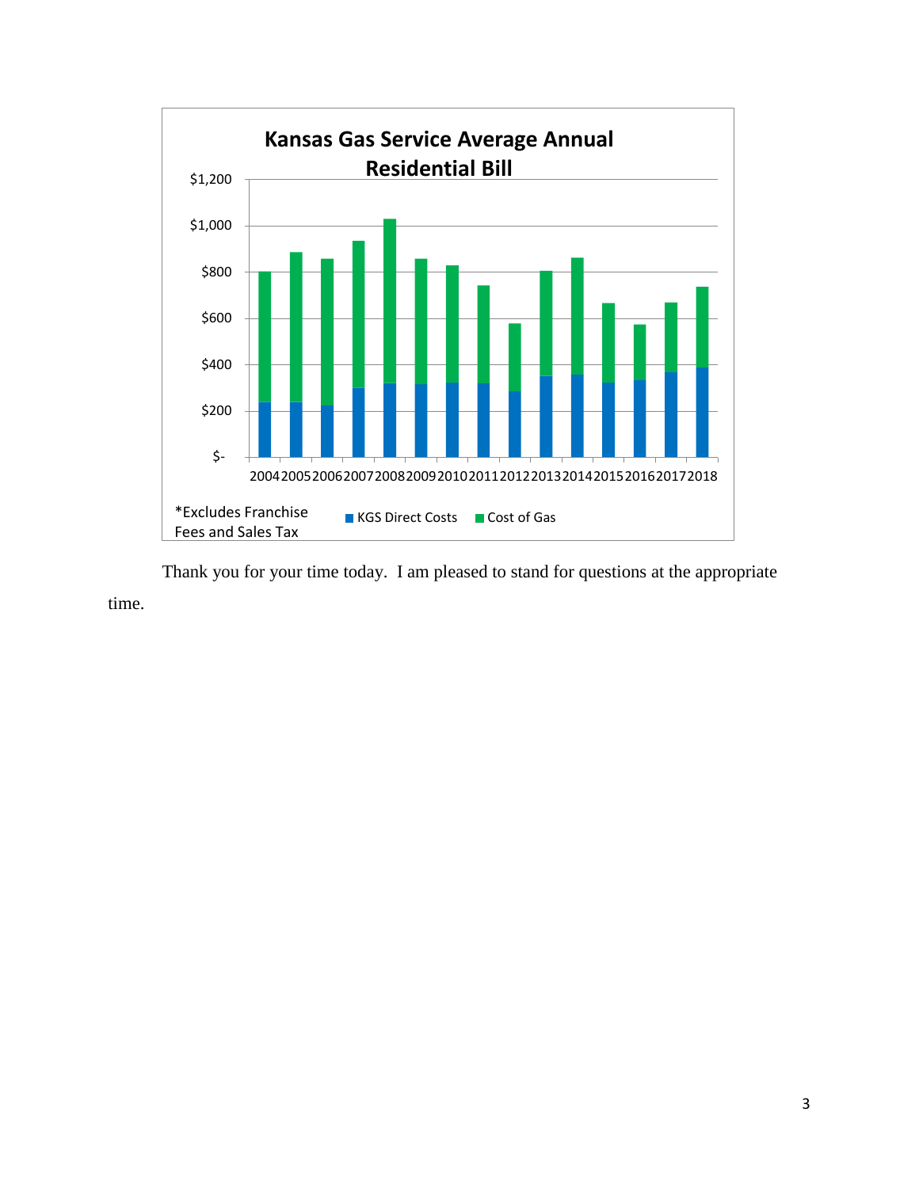Kansas Gas Service Average Annual Residential Bill

$1,200
$1,000
$800
$600
$400
$200
$-

2004 2005 2006 2007 2008 2009 2010 2011 2012 2013 2014 2015 2016 2017 2018

*Excludes Franchise Fees and Sales Tax

KGS Direct Costs
Cost of Gas

Thank you for your time today. I am pleased to stand for questions at the appropriate time.